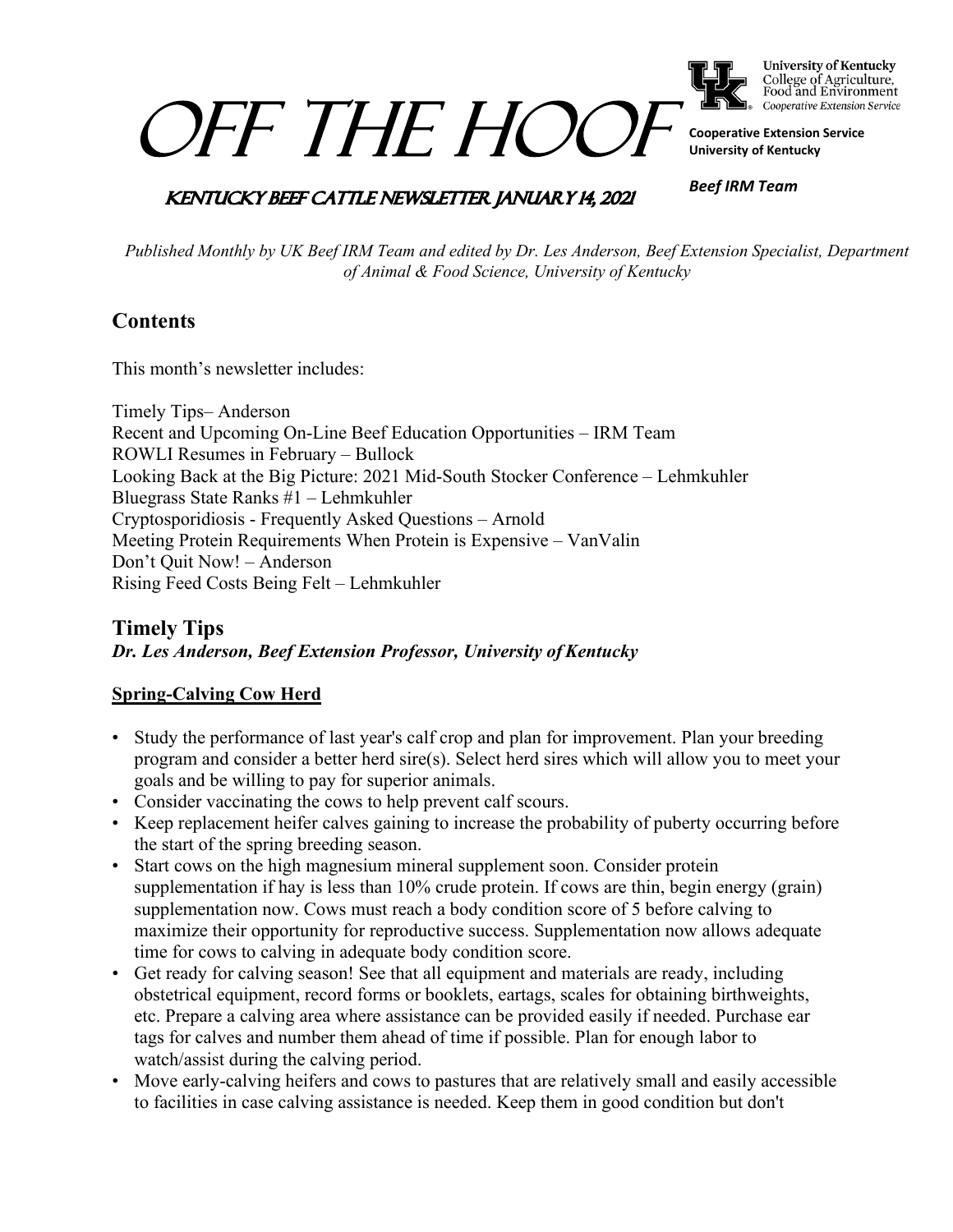# OFF THE HOOF

University of Kentucky
College of Agriculture, Food and Environment
Cooperative Extension Service

**Cooperative Extension Service**
**University of Kentucky**

***Beef IRM Team***

## KENTUCKY BEEF CATTLE NEWSLETTER JANUARY 14, 2021

*Published Monthly by UK Beef IRM Team and edited by Dr. Les Anderson, Beef Extension Specialist, Department of Animal & Food Science, University of Kentucky*

## Contents

This month's newsletter includes:

Timely Tips– Anderson
Recent and Upcoming On-Line Beef Education Opportunities – IRM Team
ROWLI Resumes in February – Bullock
Looking Back at the Big Picture: 2021 Mid-South Stocker Conference – Lehmkuhler
Bluegrass State Ranks #1 – Lehmkuhler
Cryptosporidiosis - Frequently Asked Questions – Arnold
Meeting Protein Requirements When Protein is Expensive – VanValin
Don't Quit Now! – Anderson
Rising Feed Costs Being Felt – Lehmkuhler

## Timely Tips

***Dr. Les Anderson, Beef Extension Professor, University of Kentucky***

### Spring-Calving Cow Herd

- Study the performance of last year's calf crop and plan for improvement. Plan your breeding program and consider a better herd sire(s). Select herd sires which will allow you to meet your goals and be willing to pay for superior animals.
- Consider vaccinating the cows to help prevent calf scours.
- Keep replacement heifer calves gaining to increase the probability of puberty occurring before the start of the spring breeding season.
- Start cows on the high magnesium mineral supplement soon. Consider protein supplementation if hay is less than 10% crude protein. If cows are thin, begin energy (grain) supplementation now. Cows must reach a body condition score of 5 before calving to maximize their opportunity for reproductive success. Supplementation now allows adequate time for cows to calving in adequate body condition score.
- Get ready for calving season! See that all equipment and materials are ready, including obstetrical equipment, record forms or booklets, eartags, scales for obtaining birthweights, etc. Prepare a calving area where assistance can be provided easily if needed. Purchase ear tags for calves and number them ahead of time if possible. Plan for enough labor to watch/assist during the calving period.
- Move early-calving heifers and cows to pastures that are relatively small and easily accessible to facilities in case calving assistance is needed. Keep them in good condition but don't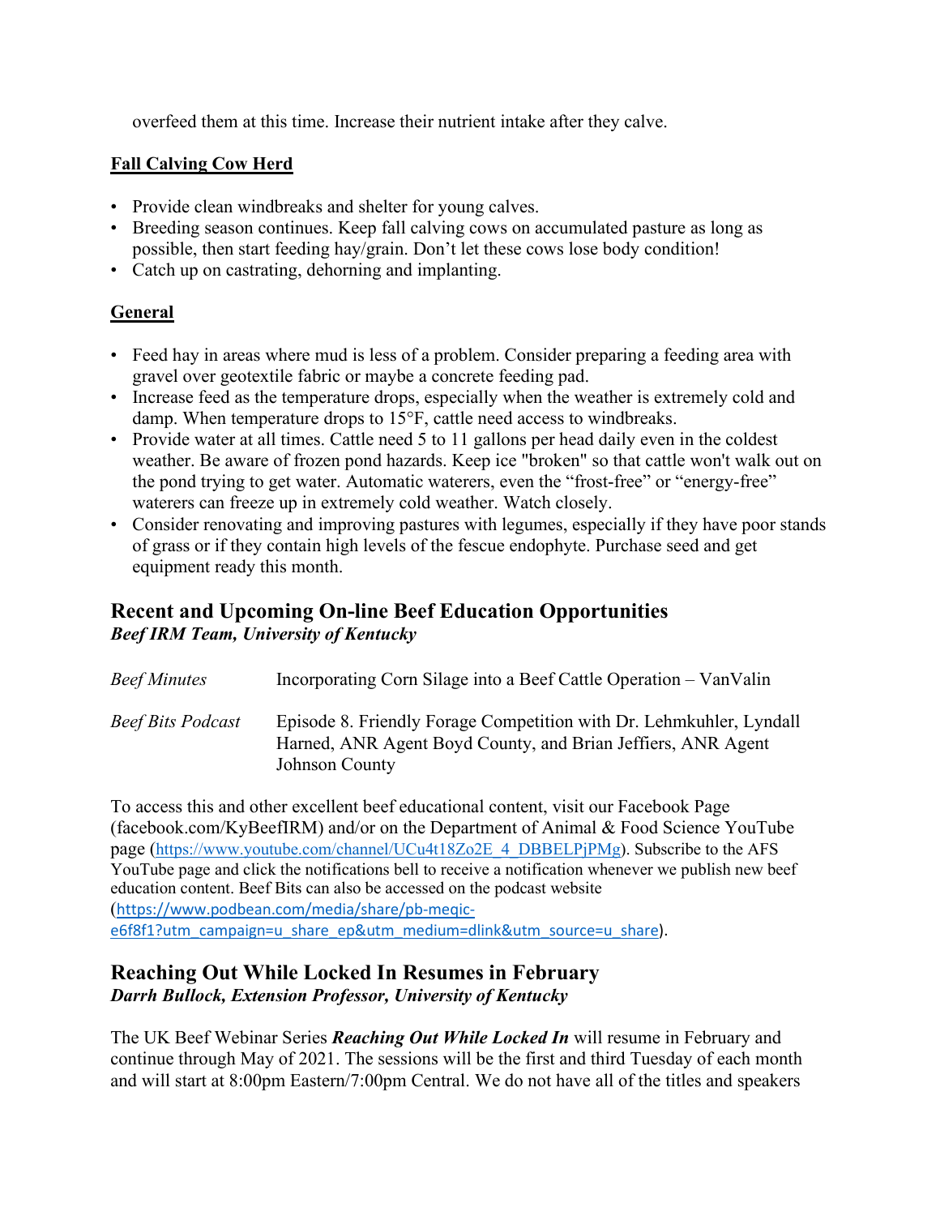overfeed them at this time. Increase their nutrient intake after they calve.

**Fall Calving Cow Herd**

- Provide clean windbreaks and shelter for young calves.
- Breeding season continues. Keep fall calving cows on accumulated pasture as long as possible, then start feeding hay/grain. Don't let these cows lose body condition!
- Catch up on castrating, dehorning and implanting.

**General**

- Feed hay in areas where mud is less of a problem. Consider preparing a feeding area with gravel over geotextile fabric or maybe a concrete feeding pad.
- Increase feed as the temperature drops, especially when the weather is extremely cold and damp. When temperature drops to 15°F, cattle need access to windbreaks.
- Provide water at all times. Cattle need 5 to 11 gallons per head daily even in the coldest weather. Be aware of frozen pond hazards. Keep ice "broken" so that cattle won't walk out on the pond trying to get water. Automatic waterers, even the "frost-free" or "energy-free" waterers can freeze up in extremely cold weather. Watch closely.
- Consider renovating and improving pastures with legumes, especially if they have poor stands of grass or if they contain high levels of the fescue endophyte. Purchase seed and get equipment ready this month.

## Recent and Upcoming On-line Beef Education Opportunities

***Beef IRM Team, University of Kentucky***

| | |
|---|---|
| *Beef Minutes* | Incorporating Corn Silage into a Beef Cattle Operation – VanValin |
| *Beef Bits Podcast* | Episode 8. Friendly Forage Competition with Dr. Lehmkuhler, Lyndall Harned, ANR Agent Boyd County, and Brian Jeffiers, ANR Agent Johnson County |

To access this and other excellent beef educational content, visit our Facebook Page (facebook.com/KyBeefIRM) and/or on the Department of Animal & Food Science YouTube page (https://www.youtube.com/channel/UCu4t18Zo2E_4_DBBELPjPMg). Subscribe to the AFS YouTube page and click the notifications bell to receive a notification whenever we publish new beef education content. Beef Bits can also be accessed on the podcast website (https://www.podbean.com/media/share/pb-meqic-e6f8f1?utm_campaign=u_share_ep&utm_medium=dlink&utm_source=u_share).

## Reaching Out While Locked In Resumes in February

***Darrh Bullock, Extension Professor, University of Kentucky***

The UK Beef Webinar Series ***Reaching Out While Locked In*** will resume in February and continue through May of 2021. The sessions will be the first and third Tuesday of each month and will start at 8:00pm Eastern/7:00pm Central. We do not have all of the titles and speakers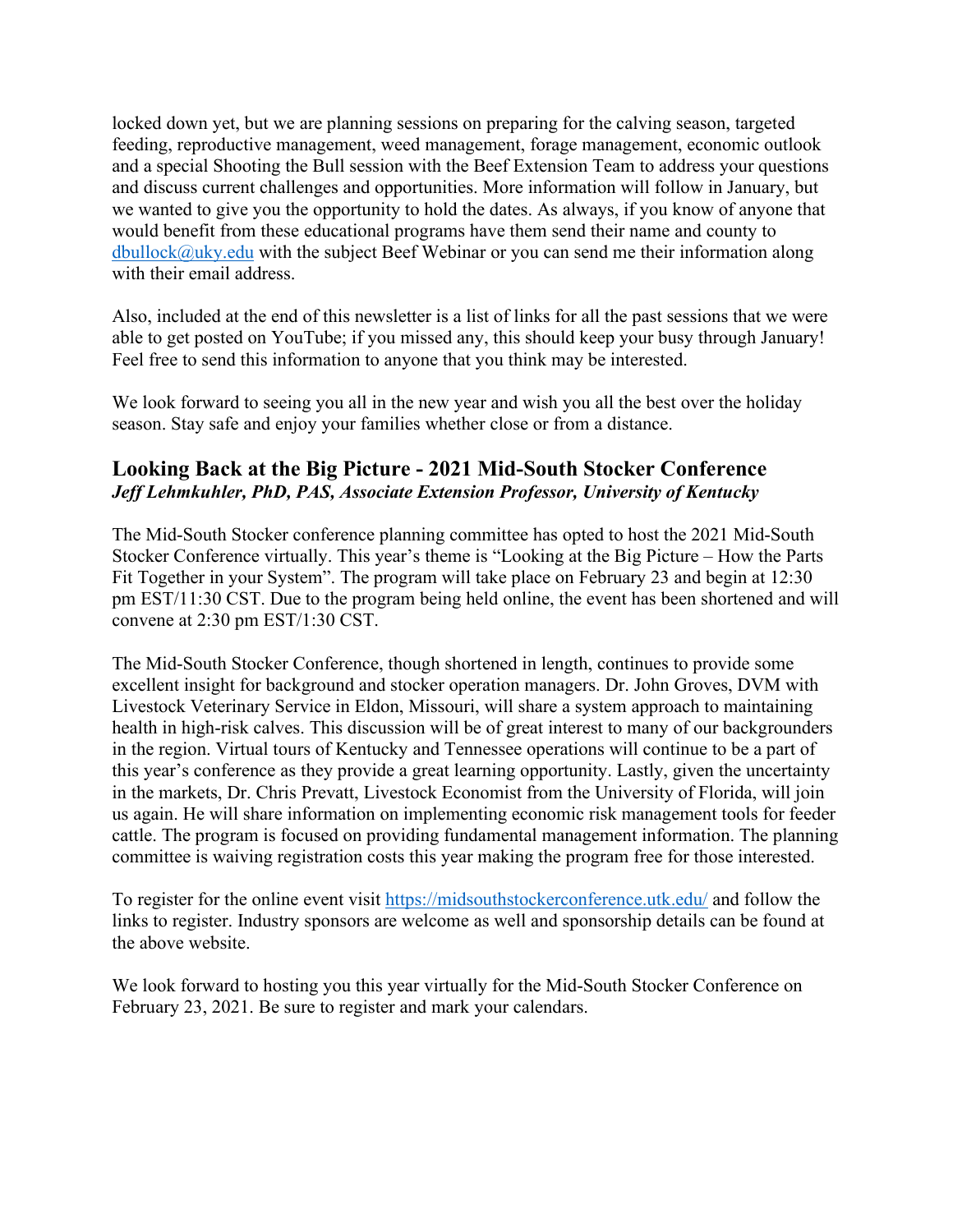locked down yet, but we are planning sessions on preparing for the calving season, targeted feeding, reproductive management, weed management, forage management, economic outlook and a special Shooting the Bull session with the Beef Extension Team to address your questions and discuss current challenges and opportunities. More information will follow in January, but we wanted to give you the opportunity to hold the dates. As always, if you know of anyone that would benefit from these educational programs have them send their name and county to dbullock@uky.edu with the subject Beef Webinar or you can send me their information along with their email address.

Also, included at the end of this newsletter is a list of links for all the past sessions that we were able to get posted on YouTube; if you missed any, this should keep your busy through January! Feel free to send this information to anyone that you think may be interested.

We look forward to seeing you all in the new year and wish you all the best over the holiday season. Stay safe and enjoy your families whether close or from a distance.

## Looking Back at the Big Picture - 2021 Mid-South Stocker Conference

***Jeff Lehmkuhler, PhD, PAS, Associate Extension Professor, University of Kentucky***

The Mid-South Stocker conference planning committee has opted to host the 2021 Mid-South Stocker Conference virtually. This year's theme is "Looking at the Big Picture – How the Parts Fit Together in your System". The program will take place on February 23 and begin at 12:30 pm EST/11:30 CST. Due to the program being held online, the event has been shortened and will convene at 2:30 pm EST/1:30 CST.

The Mid-South Stocker Conference, though shortened in length, continues to provide some excellent insight for background and stocker operation managers. Dr. John Groves, DVM with Livestock Veterinary Service in Eldon, Missouri, will share a system approach to maintaining health in high-risk calves. This discussion will be of great interest to many of our backgrounders in the region. Virtual tours of Kentucky and Tennessee operations will continue to be a part of this year's conference as they provide a great learning opportunity. Lastly, given the uncertainty in the markets, Dr. Chris Prevatt, Livestock Economist from the University of Florida, will join us again. He will share information on implementing economic risk management tools for feeder cattle. The program is focused on providing fundamental management information. The planning committee is waiving registration costs this year making the program free for those interested.

To register for the online event visit https://midsouthstockerconference.utk.edu/ and follow the links to register. Industry sponsors are welcome as well and sponsorship details can be found at the above website.

We look forward to hosting you this year virtually for the Mid-South Stocker Conference on February 23, 2021. Be sure to register and mark your calendars.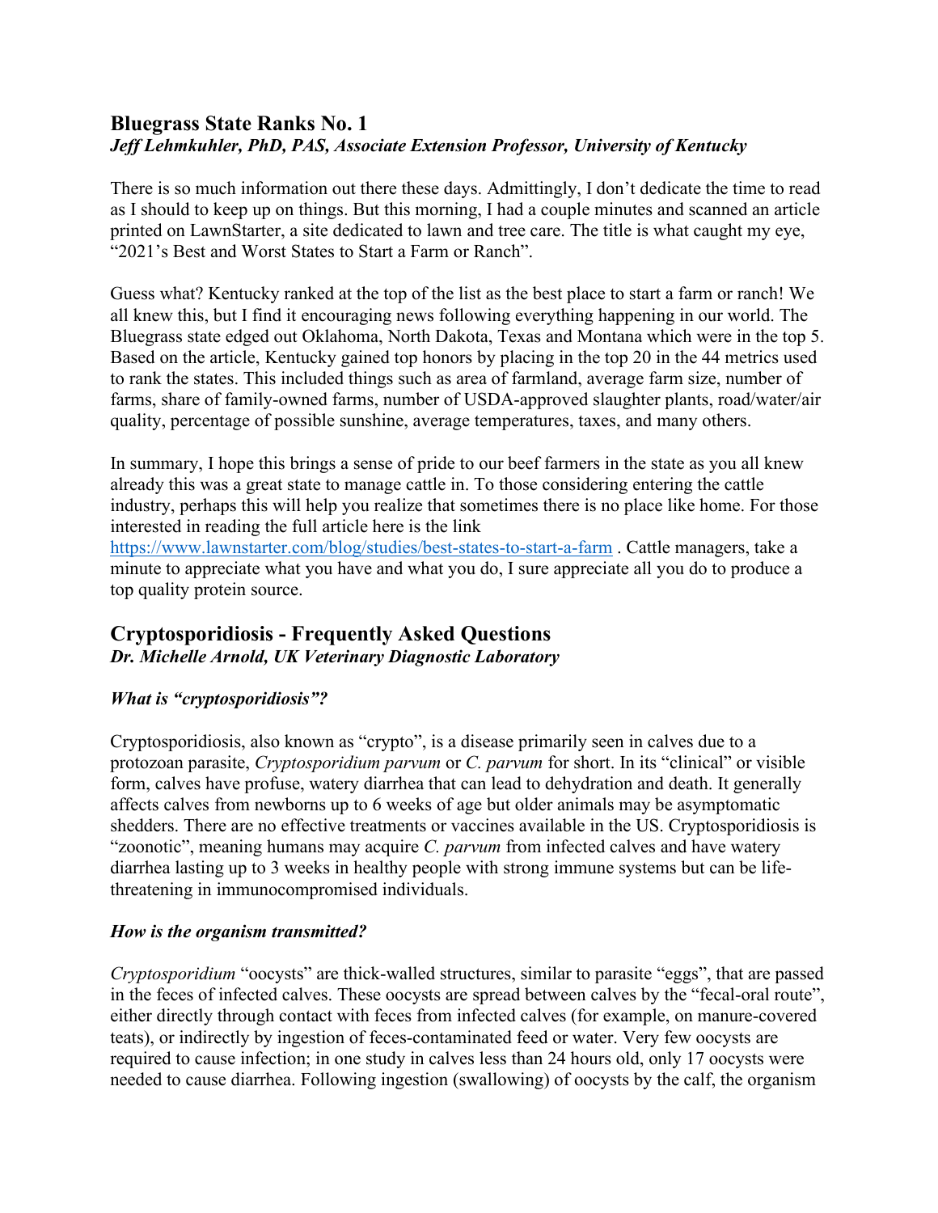## Bluegrass State Ranks No. 1

***Jeff Lehmkuhler, PhD, PAS, Associate Extension Professor, University of Kentucky***

There is so much information out there these days. Admittingly, I don't dedicate the time to read as I should to keep up on things. But this morning, I had a couple minutes and scanned an article printed on LawnStarter, a site dedicated to lawn and tree care. The title is what caught my eye, "2021's Best and Worst States to Start a Farm or Ranch".

Guess what? Kentucky ranked at the top of the list as the best place to start a farm or ranch! We all knew this, but I find it encouraging news following everything happening in our world. The Bluegrass state edged out Oklahoma, North Dakota, Texas and Montana which were in the top 5. Based on the article, Kentucky gained top honors by placing in the top 20 in the 44 metrics used to rank the states. This included things such as area of farmland, average farm size, number of farms, share of family-owned farms, number of USDA-approved slaughter plants, road/water/air quality, percentage of possible sunshine, average temperatures, taxes, and many others.

In summary, I hope this brings a sense of pride to our beef farmers in the state as you all knew already this was a great state to manage cattle in. To those considering entering the cattle industry, perhaps this will help you realize that sometimes there is no place like home. For those interested in reading the full article here is the link [https://www.lawnstarter.com/blog/studies/best-states-to-start-a-farm](https://www.lawnstarter.com/blog/studies/best-states-to-start-a-farm) . Cattle managers, take a minute to appreciate what you have and what you do, I sure appreciate all you do to produce a top quality protein source.

## Cryptosporidiosis - Frequently Asked Questions

***Dr. Michelle Arnold, UK Veterinary Diagnostic Laboratory***

### *What is "cryptosporidiosis"?*

Cryptosporidiosis, also known as "crypto", is a disease primarily seen in calves due to a protozoan parasite, *Cryptosporidium parvum* or *C. parvum* for short. In its "clinical" or visible form, calves have profuse, watery diarrhea that can lead to dehydration and death. It generally affects calves from newborns up to 6 weeks of age but older animals may be asymptomatic shedders. There are no effective treatments or vaccines available in the US. Cryptosporidiosis is "zoonotic", meaning humans may acquire *C. parvum* from infected calves and have watery diarrhea lasting up to 3 weeks in healthy people with strong immune systems but can be life-threatening in immunocompromised individuals.

### *How is the organism transmitted?*

*Cryptosporidium* "oocysts" are thick-walled structures, similar to parasite "eggs", that are passed in the feces of infected calves. These oocysts are spread between calves by the "fecal-oral route", either directly through contact with feces from infected calves (for example, on manure-covered teats), or indirectly by ingestion of feces-contaminated feed or water. Very few oocysts are required to cause infection; in one study in calves less than 24 hours old, only 17 oocysts were needed to cause diarrhea. Following ingestion (swallowing) of oocysts by the calf, the organism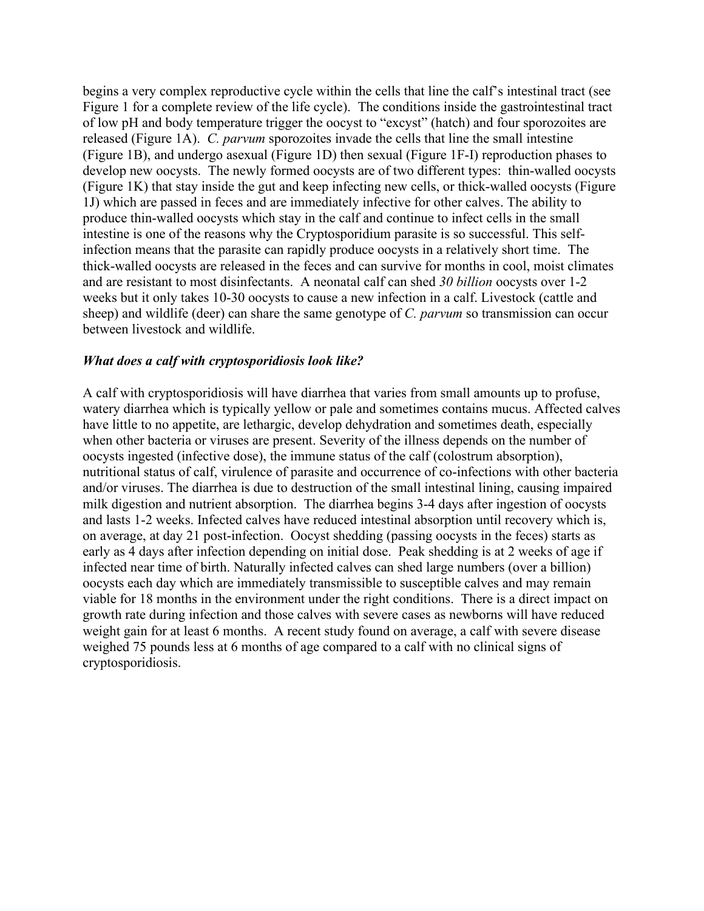begins a very complex reproductive cycle within the cells that line the calf's intestinal tract (see Figure 1 for a complete review of the life cycle). The conditions inside the gastrointestinal tract of low pH and body temperature trigger the oocyst to "excyst" (hatch) and four sporozoites are released (Figure 1A). *C. parvum* sporozoites invade the cells that line the small intestine (Figure 1B), and undergo asexual (Figure 1D) then sexual (Figure 1F-I) reproduction phases to develop new oocysts. The newly formed oocysts are of two different types: thin-walled oocysts (Figure 1K) that stay inside the gut and keep infecting new cells, or thick-walled oocysts (Figure 1J) which are passed in feces and are immediately infective for other calves. The ability to produce thin-walled oocysts which stay in the calf and continue to infect cells in the small intestine is one of the reasons why the Cryptosporidium parasite is so successful. This self-infection means that the parasite can rapidly produce oocysts in a relatively short time. The thick-walled oocysts are released in the feces and can survive for months in cool, moist climates and are resistant to most disinfectants. A neonatal calf can shed *30 billion* oocysts over 1-2 weeks but it only takes 10-30 oocysts to cause a new infection in a calf. Livestock (cattle and sheep) and wildlife (deer) can share the same genotype of *C. parvum* so transmission can occur between livestock and wildlife.

***What does a calf with cryptosporidiosis look like?***

A calf with cryptosporidiosis will have diarrhea that varies from small amounts up to profuse, watery diarrhea which is typically yellow or pale and sometimes contains mucus. Affected calves have little to no appetite, are lethargic, develop dehydration and sometimes death, especially when other bacteria or viruses are present. Severity of the illness depends on the number of oocysts ingested (infective dose), the immune status of the calf (colostrum absorption), nutritional status of calf, virulence of parasite and occurrence of co-infections with other bacteria and/or viruses. The diarrhea is due to destruction of the small intestinal lining, causing impaired milk digestion and nutrient absorption. The diarrhea begins 3-4 days after ingestion of oocysts and lasts 1-2 weeks. Infected calves have reduced intestinal absorption until recovery which is, on average, at day 21 post-infection. Oocyst shedding (passing oocysts in the feces) starts as early as 4 days after infection depending on initial dose. Peak shedding is at 2 weeks of age if infected near time of birth. Naturally infected calves can shed large numbers (over a billion) oocysts each day which are immediately transmissible to susceptible calves and may remain viable for 18 months in the environment under the right conditions. There is a direct impact on growth rate during infection and those calves with severe cases as newborns will have reduced weight gain for at least 6 months. A recent study found on average, a calf with severe disease weighed 75 pounds less at 6 months of age compared to a calf with no clinical signs of cryptosporidiosis.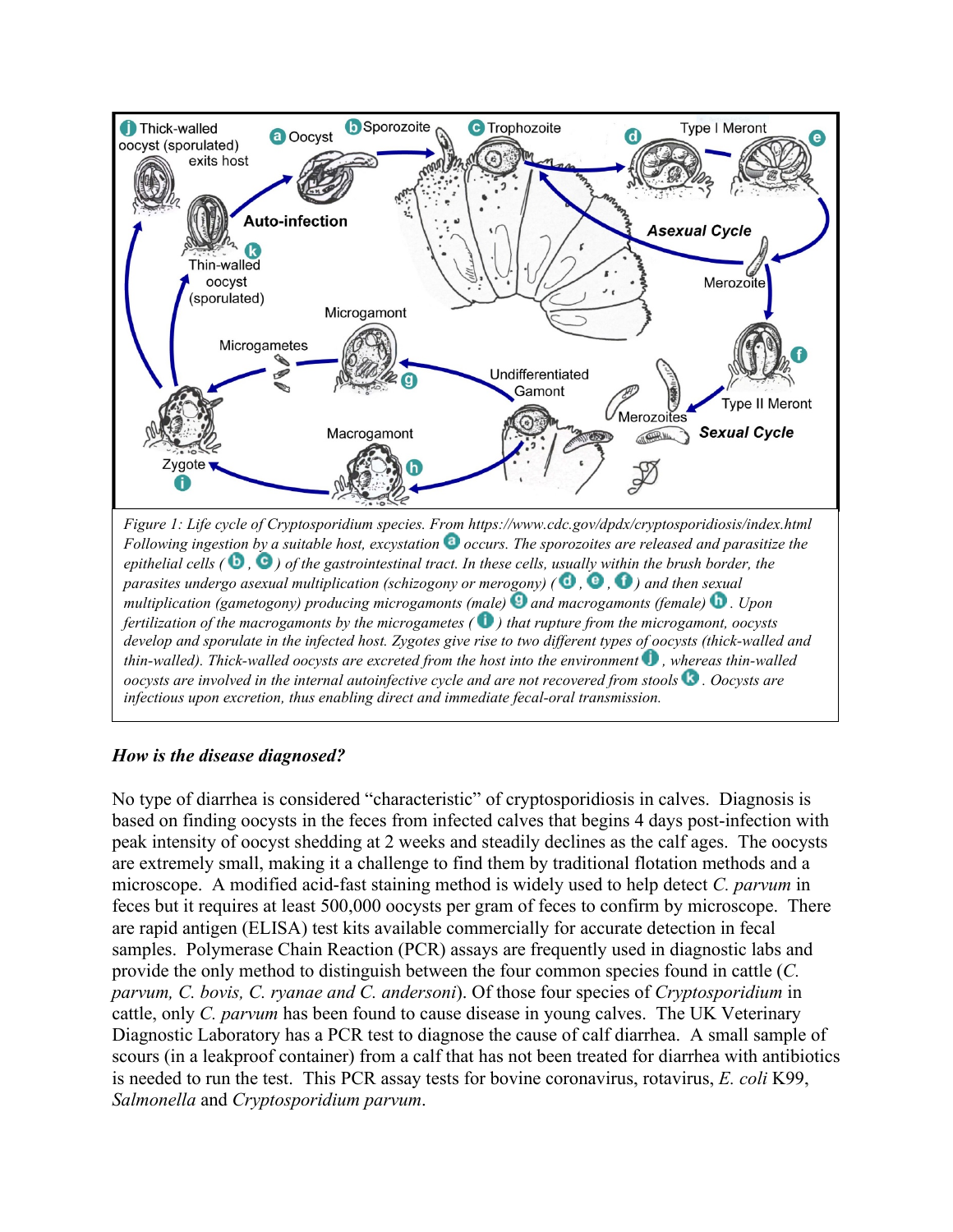*Figure 1: Life cycle of Cryptosporidium species. From https://www.cdc.gov/dpdx/cryptosporidiosis/index.html Following ingestion by a suitable host, excystation (a) occurs. The sporozoites are released and parasitize the epithelial cells ((b), (c)) of the gastrointestinal tract. In these cells, usually within the brush border, the parasites undergo asexual multiplication (schizogony or merogony) ((d), (e), (f)) and then sexual multiplication (gametogony) producing microgamonts (male) (g) and macrogamonts (female) (h). Upon fertilization of the macrogamonts by the microgametes ((i)) that rupture from the microgamont, oocysts develop and sporulate in the infected host. Zygotes give rise to two different types of oocysts (thick-walled and thin-walled). Thick-walled oocysts are excreted from the host into the environment (j), whereas thin-walled oocysts are involved in the internal autoinfective cycle and are not recovered from stools (k). Oocysts are infectious upon excretion, thus enabling direct and immediate fecal-oral transmission.*

### *How is the disease diagnosed?*

No type of diarrhea is considered "characteristic" of cryptosporidiosis in calves. Diagnosis is based on finding oocysts in the feces from infected calves that begins 4 days post-infection with peak intensity of oocyst shedding at 2 weeks and steadily declines as the calf ages. The oocysts are extremely small, making it a challenge to find them by traditional flotation methods and a microscope. A modified acid-fast staining method is widely used to help detect *C. parvum* in feces but it requires at least 500,000 oocysts per gram of feces to confirm by microscope. There are rapid antigen (ELISA) test kits available commercially for accurate detection in fecal samples. Polymerase Chain Reaction (PCR) assays are frequently used in diagnostic labs and provide the only method to distinguish between the four common species found in cattle (*C. parvum, C. bovis, C. ryanae and C. andersoni*). Of those four species of *Cryptosporidium* in cattle, only *C. parvum* has been found to cause disease in young calves. The UK Veterinary Diagnostic Laboratory has a PCR test to diagnose the cause of calf diarrhea. A small sample of scours (in a leakproof container) from a calf that has not been treated for diarrhea with antibiotics is needed to run the test. This PCR assay tests for bovine coronavirus, rotavirus, *E. coli* K99, *Salmonella* and *Cryptosporidium parvum*.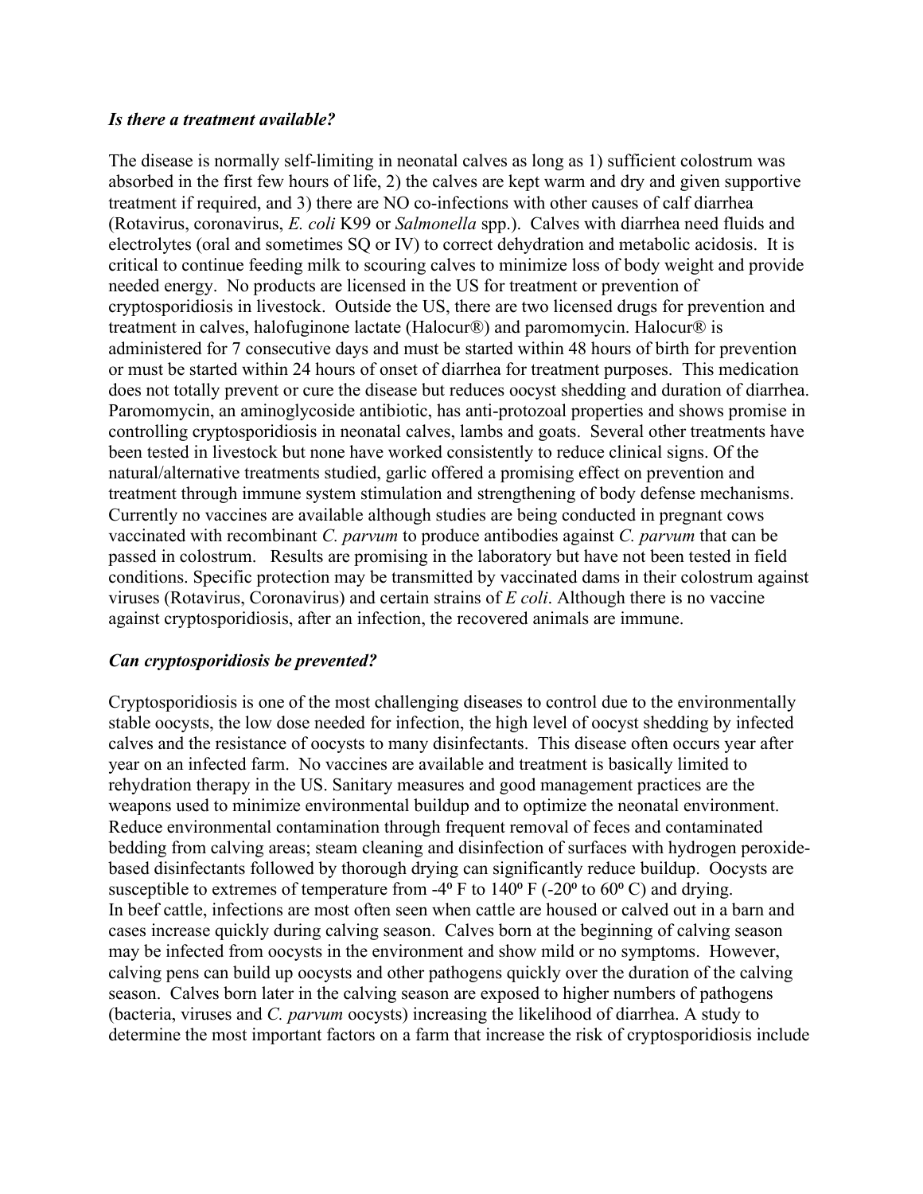### *Is there a treatment available?*

The disease is normally self-limiting in neonatal calves as long as 1) sufficient colostrum was absorbed in the first few hours of life, 2) the calves are kept warm and dry and given supportive treatment if required, and 3) there are NO co-infections with other causes of calf diarrhea (Rotavirus, coronavirus, *E. coli* K99 or *Salmonella* spp.). Calves with diarrhea need fluids and electrolytes (oral and sometimes SQ or IV) to correct dehydration and metabolic acidosis. It is critical to continue feeding milk to scouring calves to minimize loss of body weight and provide needed energy. No products are licensed in the US for treatment or prevention of cryptosporidiosis in livestock. Outside the US, there are two licensed drugs for prevention and treatment in calves, halofuginone lactate (Halocur®) and paromomycin. Halocur® is administered for 7 consecutive days and must be started within 48 hours of birth for prevention or must be started within 24 hours of onset of diarrhea for treatment purposes. This medication does not totally prevent or cure the disease but reduces oocyst shedding and duration of diarrhea. Paromomycin, an aminoglycoside antibiotic, has anti-protozoal properties and shows promise in controlling cryptosporidiosis in neonatal calves, lambs and goats. Several other treatments have been tested in livestock but none have worked consistently to reduce clinical signs. Of the natural/alternative treatments studied, garlic offered a promising effect on prevention and treatment through immune system stimulation and strengthening of body defense mechanisms. Currently no vaccines are available although studies are being conducted in pregnant cows vaccinated with recombinant *C. parvum* to produce antibodies against *C. parvum* that can be passed in colostrum. Results are promising in the laboratory but have not been tested in field conditions. Specific protection may be transmitted by vaccinated dams in their colostrum against viruses (Rotavirus, Coronavirus) and certain strains of *E coli*. Although there is no vaccine against cryptosporidiosis, after an infection, the recovered animals are immune.

### *Can cryptosporidiosis be prevented?*

Cryptosporidiosis is one of the most challenging diseases to control due to the environmentally stable oocysts, the low dose needed for infection, the high level of oocyst shedding by infected calves and the resistance of oocysts to many disinfectants. This disease often occurs year after year on an infected farm. No vaccines are available and treatment is basically limited to rehydration therapy in the US. Sanitary measures and good management practices are the weapons used to minimize environmental buildup and to optimize the neonatal environment. Reduce environmental contamination through frequent removal of feces and contaminated bedding from calving areas; steam cleaning and disinfection of surfaces with hydrogen peroxide-based disinfectants followed by thorough drying can significantly reduce buildup. Oocysts are susceptible to extremes of temperature from -4º F to 140º F (-20º to 60º C) and drying.
In beef cattle, infections are most often seen when cattle are housed or calved out in a barn and cases increase quickly during calving season. Calves born at the beginning of calving season may be infected from oocysts in the environment and show mild or no symptoms. However, calving pens can build up oocysts and other pathogens quickly over the duration of the calving season. Calves born later in the calving season are exposed to higher numbers of pathogens (bacteria, viruses and *C. parvum* oocysts) increasing the likelihood of diarrhea. A study to determine the most important factors on a farm that increase the risk of cryptosporidiosis include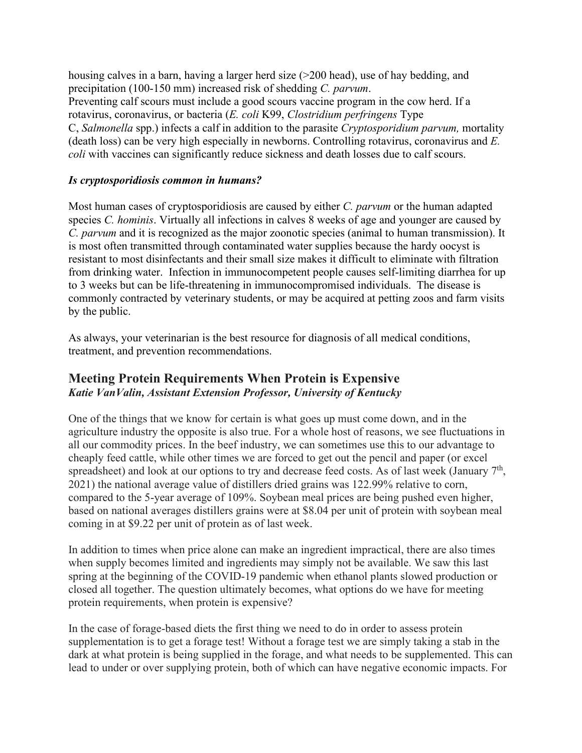housing calves in a barn, having a larger herd size (>200 head), use of hay bedding, and precipitation (100-150 mm) increased risk of shedding *C. parvum*.
Preventing calf scours must include a good scours vaccine program in the cow herd. If a rotavirus, coronavirus, or bacteria (*E. coli* K99, *Clostridium perfringens* Type C, *Salmonella* spp.) infects a calf in addition to the parasite *Cryptosporidium parvum,* mortality (death loss) can be very high especially in newborns. Controlling rotavirus, coronavirus and *E. coli* with vaccines can significantly reduce sickness and death losses due to calf scours.

***Is cryptosporidiosis common in humans?***

Most human cases of cryptosporidiosis are caused by either *C. parvum* or the human adapted species *C. hominis*. Virtually all infections in calves 8 weeks of age and younger are caused by *C. parvum* and it is recognized as the major zoonotic species (animal to human transmission). It is most often transmitted through contaminated water supplies because the hardy oocyst is resistant to most disinfectants and their small size makes it difficult to eliminate with filtration from drinking water. Infection in immunocompetent people causes self-limiting diarrhea for up to 3 weeks but can be life-threatening in immunocompromised individuals. The disease is commonly contracted by veterinary students, or may be acquired at petting zoos and farm visits by the public.

As always, your veterinarian is the best resource for diagnosis of all medical conditions, treatment, and prevention recommendations.

## Meeting Protein Requirements When Protein is Expensive

***Katie VanValin, Assistant Extension Professor, University of Kentucky***

One of the things that we know for certain is what goes up must come down, and in the agriculture industry the opposite is also true. For a whole host of reasons, we see fluctuations in all our commodity prices. In the beef industry, we can sometimes use this to our advantage to cheaply feed cattle, while other times we are forced to get out the pencil and paper (or excel spreadsheet) and look at our options to try and decrease feed costs. As of last week (January 7th, 2021) the national average value of distillers dried grains was 122.99% relative to corn, compared to the 5-year average of 109%. Soybean meal prices are being pushed even higher, based on national averages distillers grains were at \$8.04 per unit of protein with soybean meal coming in at \$9.22 per unit of protein as of last week.

In addition to times when price alone can make an ingredient impractical, there are also times when supply becomes limited and ingredients may simply not be available. We saw this last spring at the beginning of the COVID-19 pandemic when ethanol plants slowed production or closed all together. The question ultimately becomes, what options do we have for meeting protein requirements, when protein is expensive?

In the case of forage-based diets the first thing we need to do in order to assess protein supplementation is to get a forage test! Without a forage test we are simply taking a stab in the dark at what protein is being supplied in the forage, and what needs to be supplemented. This can lead to under or over supplying protein, both of which can have negative economic impacts. For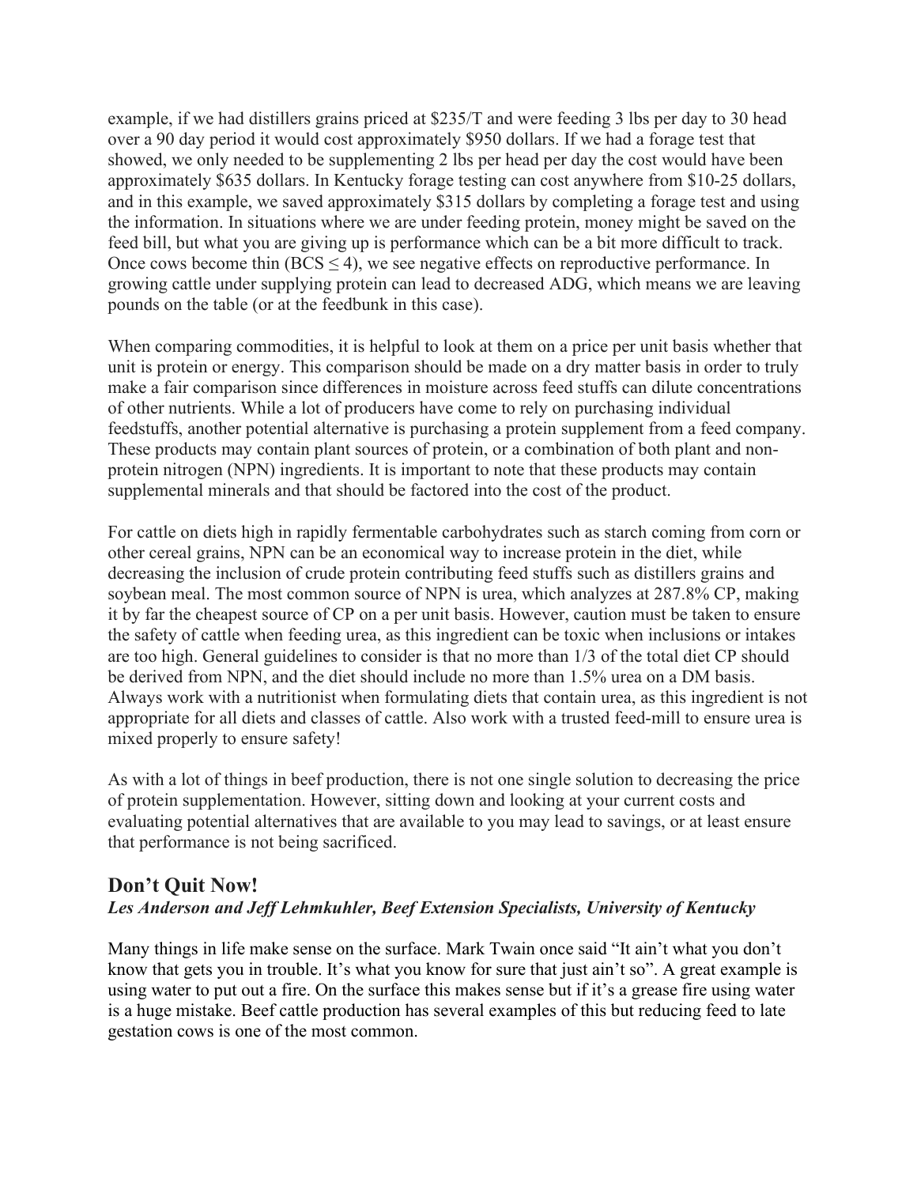example, if we had distillers grains priced at \$235/T and were feeding 3 lbs per day to 30 head over a 90 day period it would cost approximately \$950 dollars. If we had a forage test that showed, we only needed to be supplementing 2 lbs per head per day the cost would have been approximately \$635 dollars. In Kentucky forage testing can cost anywhere from \$10-25 dollars, and in this example, we saved approximately \$315 dollars by completing a forage test and using the information. In situations where we are under feeding protein, money might be saved on the feed bill, but what you are giving up is performance which can be a bit more difficult to track. Once cows become thin (BCS $\leq$ 4), we see negative effects on reproductive performance. In growing cattle under supplying protein can lead to decreased ADG, which means we are leaving pounds on the table (or at the feedbunk in this case).

When comparing commodities, it is helpful to look at them on a price per unit basis whether that unit is protein or energy. This comparison should be made on a dry matter basis in order to truly make a fair comparison since differences in moisture across feed stuffs can dilute concentrations of other nutrients. While a lot of producers have come to rely on purchasing individual feedstuffs, another potential alternative is purchasing a protein supplement from a feed company. These products may contain plant sources of protein, or a combination of both plant and non-protein nitrogen (NPN) ingredients. It is important to note that these products may contain supplemental minerals and that should be factored into the cost of the product.

For cattle on diets high in rapidly fermentable carbohydrates such as starch coming from corn or other cereal grains, NPN can be an economical way to increase protein in the diet, while decreasing the inclusion of crude protein contributing feed stuffs such as distillers grains and soybean meal. The most common source of NPN is urea, which analyzes at 287.8% CP, making it by far the cheapest source of CP on a per unit basis. However, caution must be taken to ensure the safety of cattle when feeding urea, as this ingredient can be toxic when inclusions or intakes are too high. General guidelines to consider is that no more than 1/3 of the total diet CP should be derived from NPN, and the diet should include no more than 1.5% urea on a DM basis. Always work with a nutritionist when formulating diets that contain urea, as this ingredient is not appropriate for all diets and classes of cattle. Also work with a trusted feed-mill to ensure urea is mixed properly to ensure safety!

As with a lot of things in beef production, there is not one single solution to decreasing the price of protein supplementation. However, sitting down and looking at your current costs and evaluating potential alternatives that are available to you may lead to savings, or at least ensure that performance is not being sacrificed.

## Don't Quit Now!

***Les Anderson and Jeff Lehmkuhler, Beef Extension Specialists, University of Kentucky***

Many things in life make sense on the surface. Mark Twain once said "It ain't what you don't know that gets you in trouble. It's what you know for sure that just ain't so". A great example is using water to put out a fire. On the surface this makes sense but if it's a grease fire using water is a huge mistake. Beef cattle production has several examples of this but reducing feed to late gestation cows is one of the most common.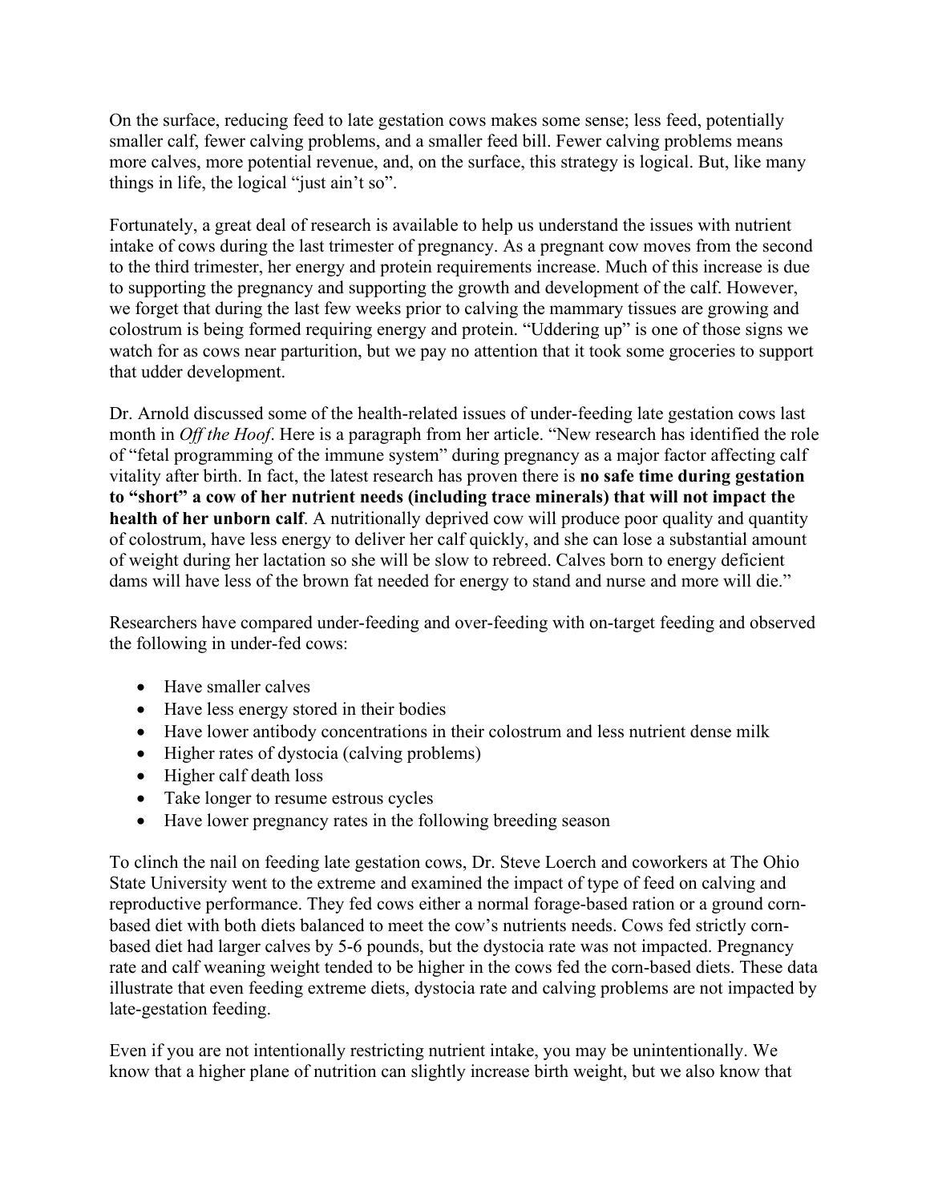On the surface, reducing feed to late gestation cows makes some sense; less feed, potentially smaller calf, fewer calving problems, and a smaller feed bill. Fewer calving problems means more calves, more potential revenue, and, on the surface, this strategy is logical. But, like many things in life, the logical "just ain't so".

Fortunately, a great deal of research is available to help us understand the issues with nutrient intake of cows during the last trimester of pregnancy. As a pregnant cow moves from the second to the third trimester, her energy and protein requirements increase. Much of this increase is due to supporting the pregnancy and supporting the growth and development of the calf. However, we forget that during the last few weeks prior to calving the mammary tissues are growing and colostrum is being formed requiring energy and protein. "Uddering up" is one of those signs we watch for as cows near parturition, but we pay no attention that it took some groceries to support that udder development.

Dr. Arnold discussed some of the health-related issues of under-feeding late gestation cows last month in *Off the Hoof*. Here is a paragraph from her article. "New research has identified the role of "fetal programming of the immune system" during pregnancy as a major factor affecting calf vitality after birth. In fact, the latest research has proven there is **no safe time during gestation to "short" a cow of her nutrient needs (including trace minerals) that will not impact the health of her unborn calf**. A nutritionally deprived cow will produce poor quality and quantity of colostrum, have less energy to deliver her calf quickly, and she can lose a substantial amount of weight during her lactation so she will be slow to rebreed. Calves born to energy deficient dams will have less of the brown fat needed for energy to stand and nurse and more will die."

Researchers have compared under-feeding and over-feeding with on-target feeding and observed the following in under-fed cows:

- Have smaller calves
- Have less energy stored in their bodies
- Have lower antibody concentrations in their colostrum and less nutrient dense milk
- Higher rates of dystocia (calving problems)
- Higher calf death loss
- Take longer to resume estrous cycles
- Have lower pregnancy rates in the following breeding season

To clinch the nail on feeding late gestation cows, Dr. Steve Loerch and coworkers at The Ohio State University went to the extreme and examined the impact of type of feed on calving and reproductive performance. They fed cows either a normal forage-based ration or a ground corn-based diet with both diets balanced to meet the cow's nutrients needs. Cows fed strictly corn-based diet had larger calves by 5-6 pounds, but the dystocia rate was not impacted. Pregnancy rate and calf weaning weight tended to be higher in the cows fed the corn-based diets. These data illustrate that even feeding extreme diets, dystocia rate and calving problems are not impacted by late-gestation feeding.

Even if you are not intentionally restricting nutrient intake, you may be unintentionally. We know that a higher plane of nutrition can slightly increase birth weight, but we also know that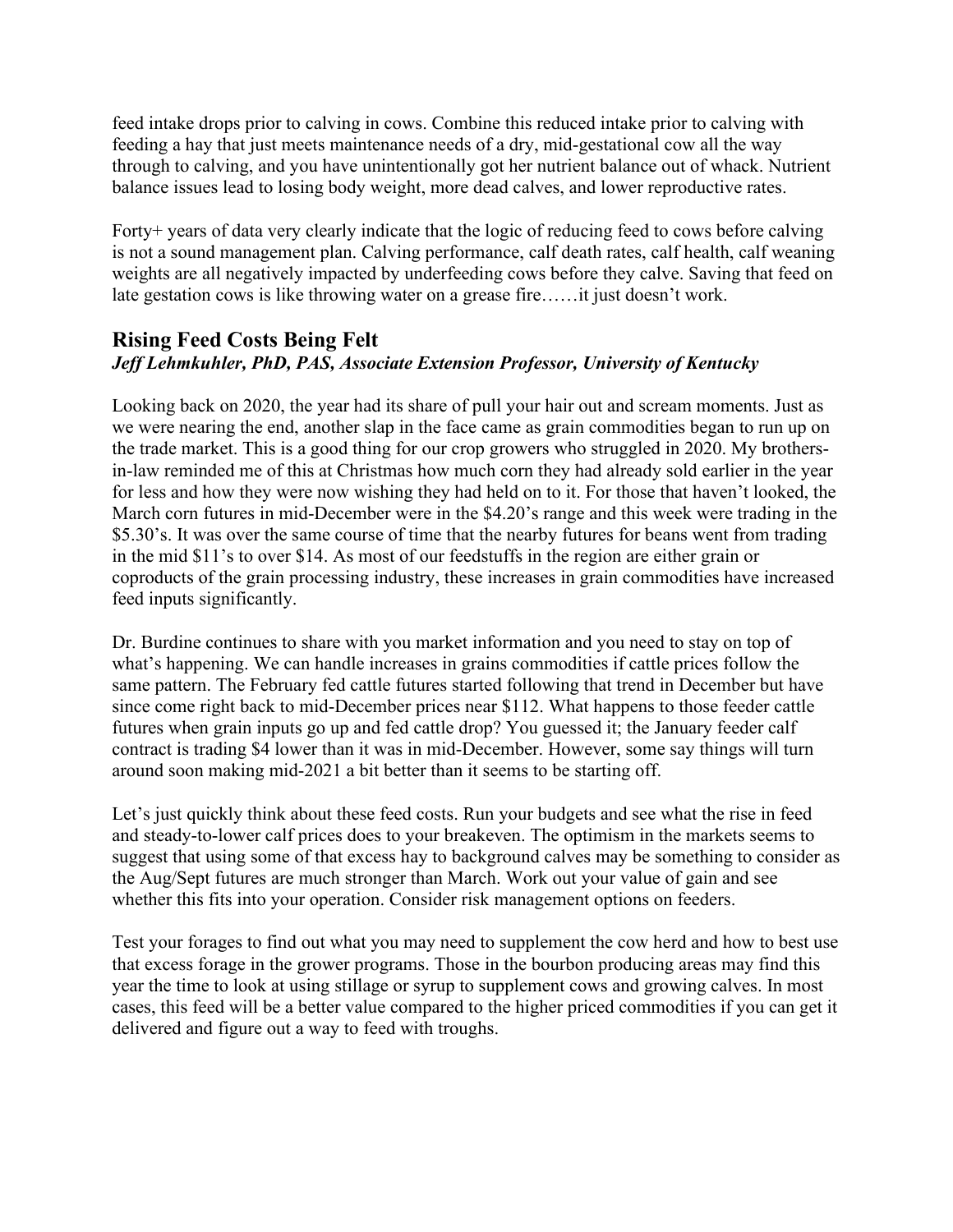feed intake drops prior to calving in cows. Combine this reduced intake prior to calving with feeding a hay that just meets maintenance needs of a dry, mid-gestational cow all the way through to calving, and you have unintentionally got her nutrient balance out of whack. Nutrient balance issues lead to losing body weight, more dead calves, and lower reproductive rates.

Forty+ years of data very clearly indicate that the logic of reducing feed to cows before calving is not a sound management plan. Calving performance, calf death rates, calf health, calf weaning weights are all negatively impacted by underfeeding cows before they calve. Saving that feed on late gestation cows is like throwing water on a grease fire……it just doesn't work.

## Rising Feed Costs Being Felt

***Jeff Lehmkuhler, PhD, PAS, Associate Extension Professor, University of Kentucky***

Looking back on 2020, the year had its share of pull your hair out and scream moments. Just as we were nearing the end, another slap in the face came as grain commodities began to run up on the trade market. This is a good thing for our crop growers who struggled in 2020. My brothers-in-law reminded me of this at Christmas how much corn they had already sold earlier in the year for less and how they were now wishing they had held on to it. For those that haven't looked, the March corn futures in mid-December were in the \$4.20's range and this week were trading in the \$5.30's. It was over the same course of time that the nearby futures for beans went from trading in the mid \$11's to over \$14. As most of our feedstuffs in the region are either grain or coproducts of the grain processing industry, these increases in grain commodities have increased feed inputs significantly.

Dr. Burdine continues to share with you market information and you need to stay on top of what's happening. We can handle increases in grains commodities if cattle prices follow the same pattern. The February fed cattle futures started following that trend in December but have since come right back to mid-December prices near \$112. What happens to those feeder cattle futures when grain inputs go up and fed cattle drop? You guessed it; the January feeder calf contract is trading \$4 lower than it was in mid-December. However, some say things will turn around soon making mid-2021 a bit better than it seems to be starting off.

Let's just quickly think about these feed costs. Run your budgets and see what the rise in feed and steady-to-lower calf prices does to your breakeven. The optimism in the markets seems to suggest that using some of that excess hay to background calves may be something to consider as the Aug/Sept futures are much stronger than March. Work out your value of gain and see whether this fits into your operation. Consider risk management options on feeders.

Test your forages to find out what you may need to supplement the cow herd and how to best use that excess forage in the grower programs. Those in the bourbon producing areas may find this year the time to look at using stillage or syrup to supplement cows and growing calves. In most cases, this feed will be a better value compared to the higher priced commodities if you can get it delivered and figure out a way to feed with troughs.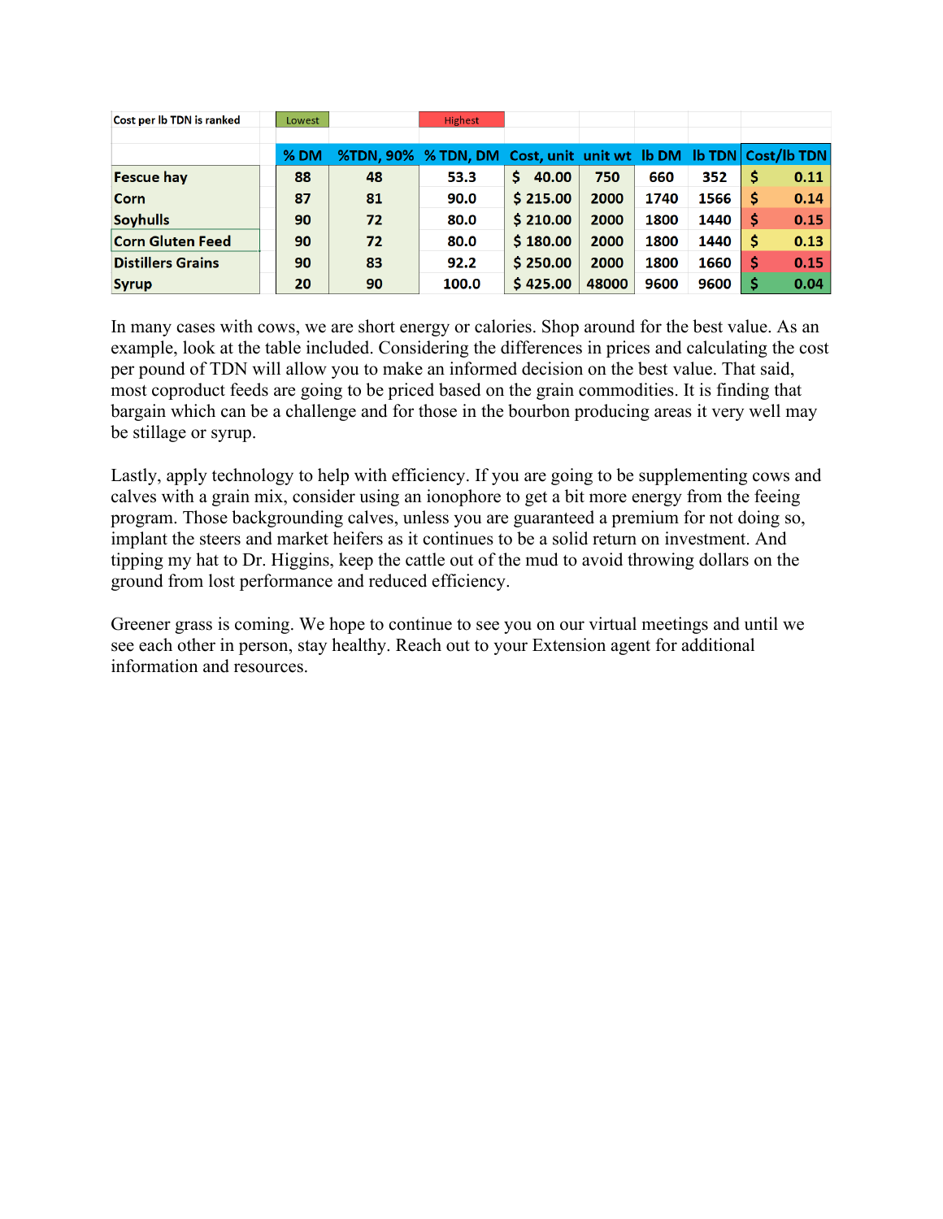Cost per lb TDN is ranked    Lowest    Highest

| | % DM | %TDN, 90% | % TDN, DM | Cost, unit | unit wt | lb DM | lb TDN | Cost/lb TDN |
|---|---|---|---|---|---|---|---|---|
| Fescue hay | 88 | 48 | 53.3 | $ 40.00 | 750 | 660 | 352 | $ 0.11 |
| Corn | 87 | 81 | 90.0 | $ 215.00 | 2000 | 1740 | 1566 | $ 0.14 |
| Soyhulls | 90 | 72 | 80.0 | $ 210.00 | 2000 | 1800 | 1440 | $ 0.15 |
| Corn Gluten Feed | 90 | 72 | 80.0 | $ 180.00 | 2000 | 1800 | 1440 | $ 0.13 |
| Distillers Grains | 90 | 83 | 92.2 | $ 250.00 | 2000 | 1800 | 1660 | $ 0.15 |
| Syrup | 20 | 90 | 100.0 | $ 425.00 | 48000 | 9600 | 9600 | $ 0.04 |

In many cases with cows, we are short energy or calories. Shop around for the best value. As an example, look at the table included. Considering the differences in prices and calculating the cost per pound of TDN will allow you to make an informed decision on the best value. That said, most coproduct feeds are going to be priced based on the grain commodities. It is finding that bargain which can be a challenge and for those in the bourbon producing areas it very well may be stillage or syrup.

Lastly, apply technology to help with efficiency. If you are going to be supplementing cows and calves with a grain mix, consider using an ionophore to get a bit more energy from the feeing program. Those backgrounding calves, unless you are guaranteed a premium for not doing so, implant the steers and market heifers as it continues to be a solid return on investment. And tipping my hat to Dr. Higgins, keep the cattle out of the mud to avoid throwing dollars on the ground from lost performance and reduced efficiency.

Greener grass is coming. We hope to continue to see you on our virtual meetings and until we see each other in person, stay healthy. Reach out to your Extension agent for additional information and resources.